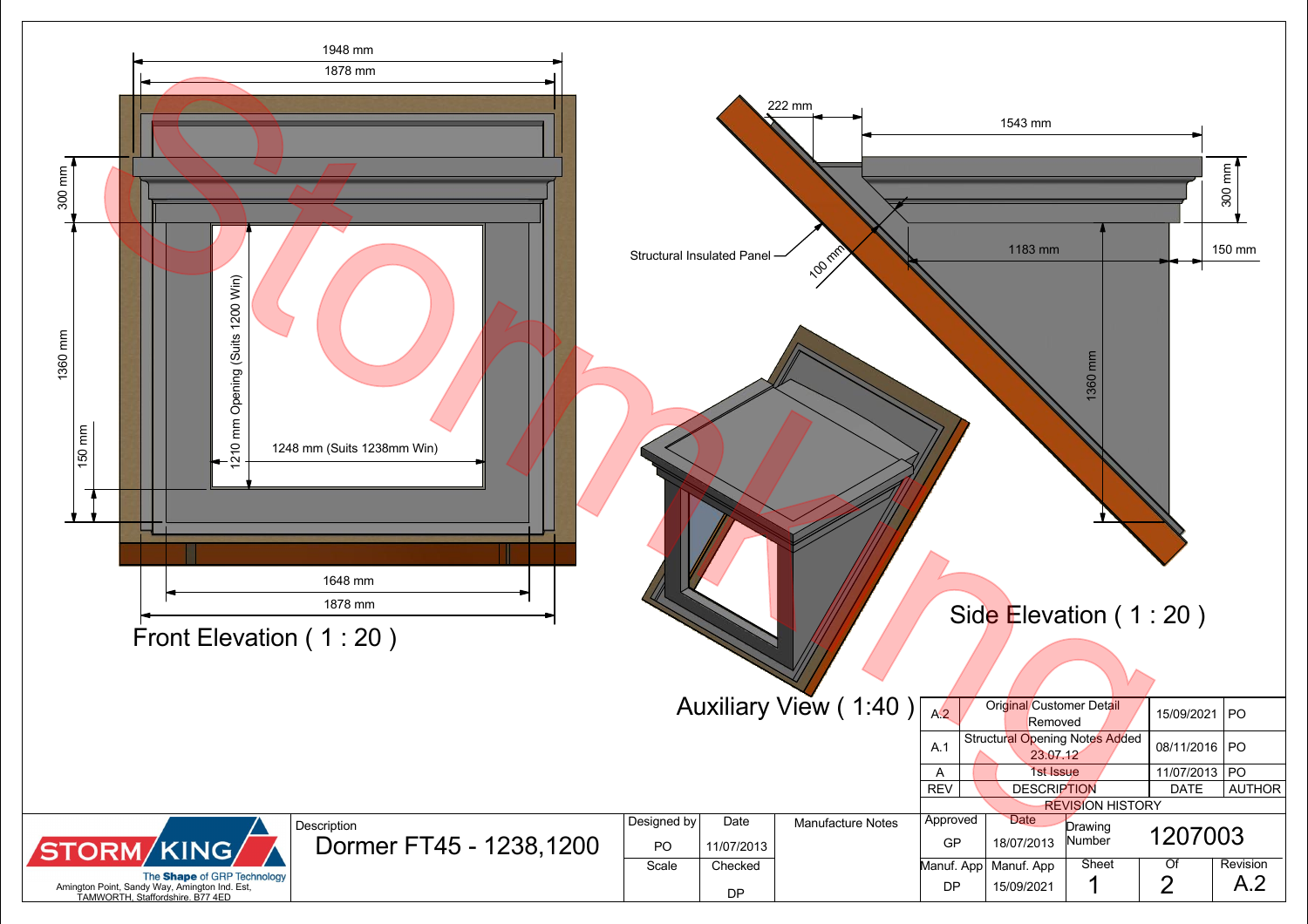## Front Elevation ( 1 : 20 )

1948 mm

1878 mm

300 mm

1360 mm

150 mm

1210 mm Opening (Suits 1200 Win)

1248 mm (Suits 1238mm Win)

1648 mm

1878 mm

## Side Elevation ( 1 : 20 )

222 mm

1543 mm

300 mm

150 mm

1183 mm

1360 mm

100 mm

Structural Insulated Panel

## Auxiliary View ( 1:40 )

Stormking

| REV | DESCRIPTION | DATE | AUTHOR |
|---|---|---|---|
| A.2 | Original Customer Detail Removed | 15/09/2021 | PO |
| A.1 | Structural Opening Notes Added 23.07.12 | 08/11/2016 | PO |
| A | 1st Issue | 11/07/2013 | PO |

REVISION HISTORY

STORM KING — The Shape of GRP Technology

Amington Point, Sandy Way, Amington Ind. Est, TAMWORTH, Staffordshire. B77 4ED

| Description | Designed by | Date | Manufacture Notes | Approved | Date | Drawing Number | |
|---|---|---|---|---|---|---|---|
| Dormer FT45 - 1238,1200 | PO | 11/07/2013 | | GP | 18/07/2013 | 1207003 | |
| | Scale | Checked | | Manuf. App | Manuf. App | Sheet | Of | Revision |
| | | DP | | DP | 15/09/2021 | 1 | 2 | A.2 |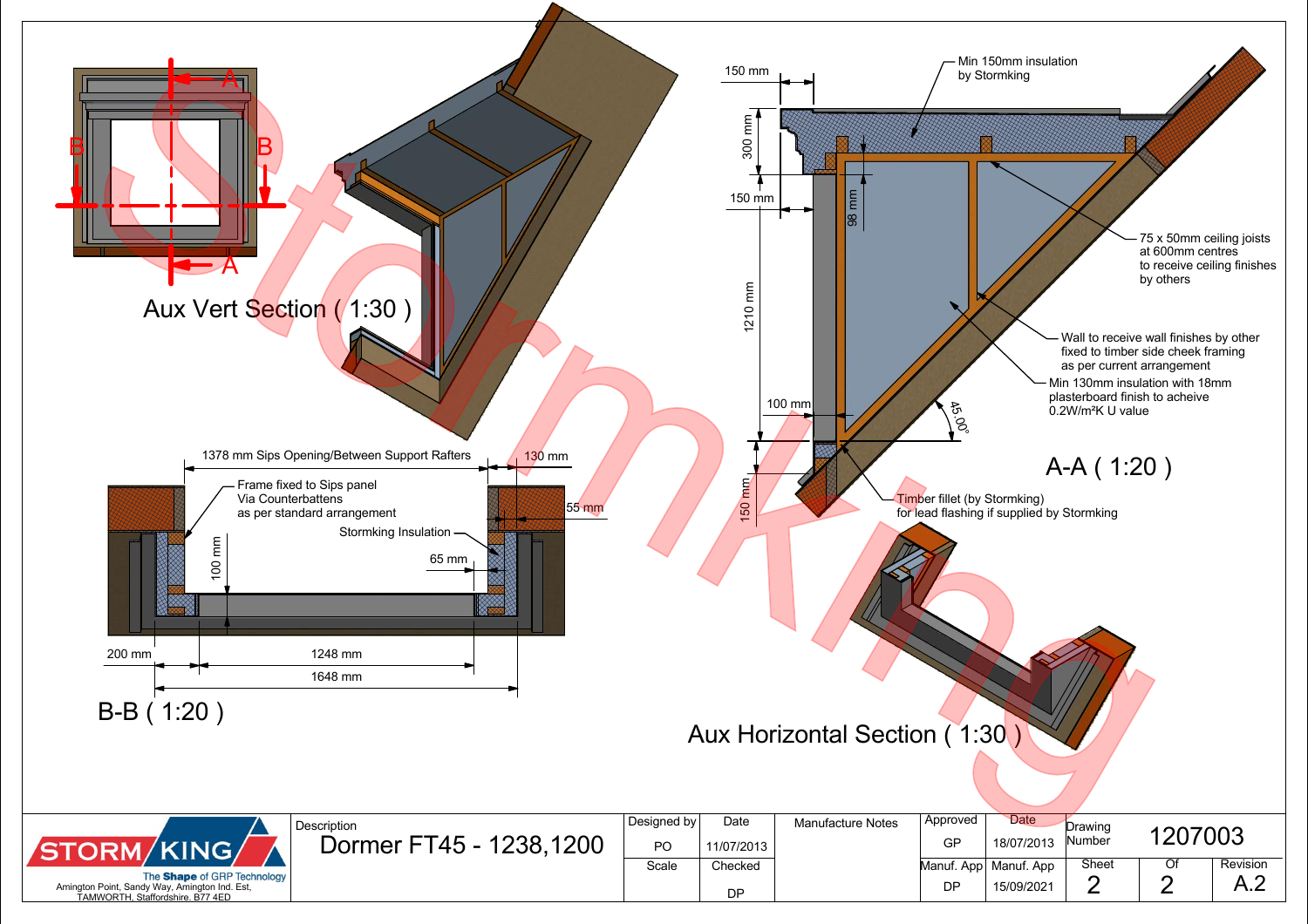Aux Vert Section ( 1:30 )

A A B B

1378 mm Sips Opening/Between Support Rafters

130 mm

Frame fixed to Sips panel
Via Counterbattens
as per standard arrangement

Stormking Insulation

55 mm

100 mm

65 mm

200 mm

1248 mm

1648 mm

B-B ( 1:20 )

150 mm

Min 150mm insulation
by Stormking

300 mm

150 mm

98 mm

75 x 50mm ceiling joists
at 600mm centres
to receive ceiling finishes
by others

1210 mm

Wall to receive wall finishes by other
fixed to timber side cheek framing
as per current arrangement

Min 130mm insulation with 18mm
plasterboard finish to acheive
0.2W/m²K U value

100 mm

45.00°

A-A ( 1:20 )

150 mm

Timber fillet (by Stormking)
for lead flashing if supplied by Stormking

Aux Horizontal Section ( 1:30 )

STORM KING
The Shape of GRP Technology
Amington Point, Sandy Way, Amington Ind. Est,
TAMWORTH, Staffordshire. B77 4ED

| Description | Designed by | Date | Manufacture Notes | Approved | Date | Drawing Number | | |
|---|---|---|---|---|---|---|---|---|
| Dormer FT45 - 1238,1200 | PO | 11/07/2013 | | GP | 18/07/2013 | 1207003 | | |
| | Scale | Checked | | Manuf. App | Manuf. App | Sheet | Of | Revision |
| | | DP | | DP | 15/09/2021 | 2 | 2 | A.2 |

Stormking